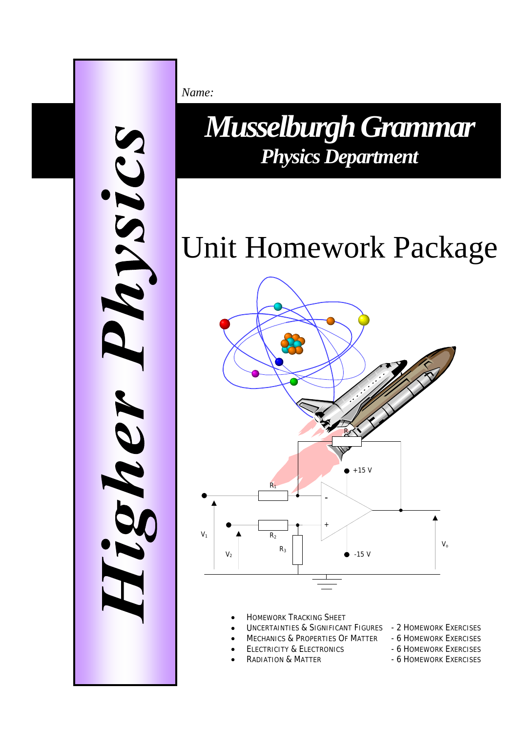# Higher Physics

*Name:*

# *Musselburgh Grammar*

## *Physics Department*

# Unit Homework Package

- Homework Tracking Sheet
- Uncertainties & Significant Figures - 2 Homework Exercises
- Mechanics & Properties Of Matter - 6 Homework Exercises
- Electricity & Electronics - 6 Homework Exercises
- Radiation & Matter - 6 Homework Exercises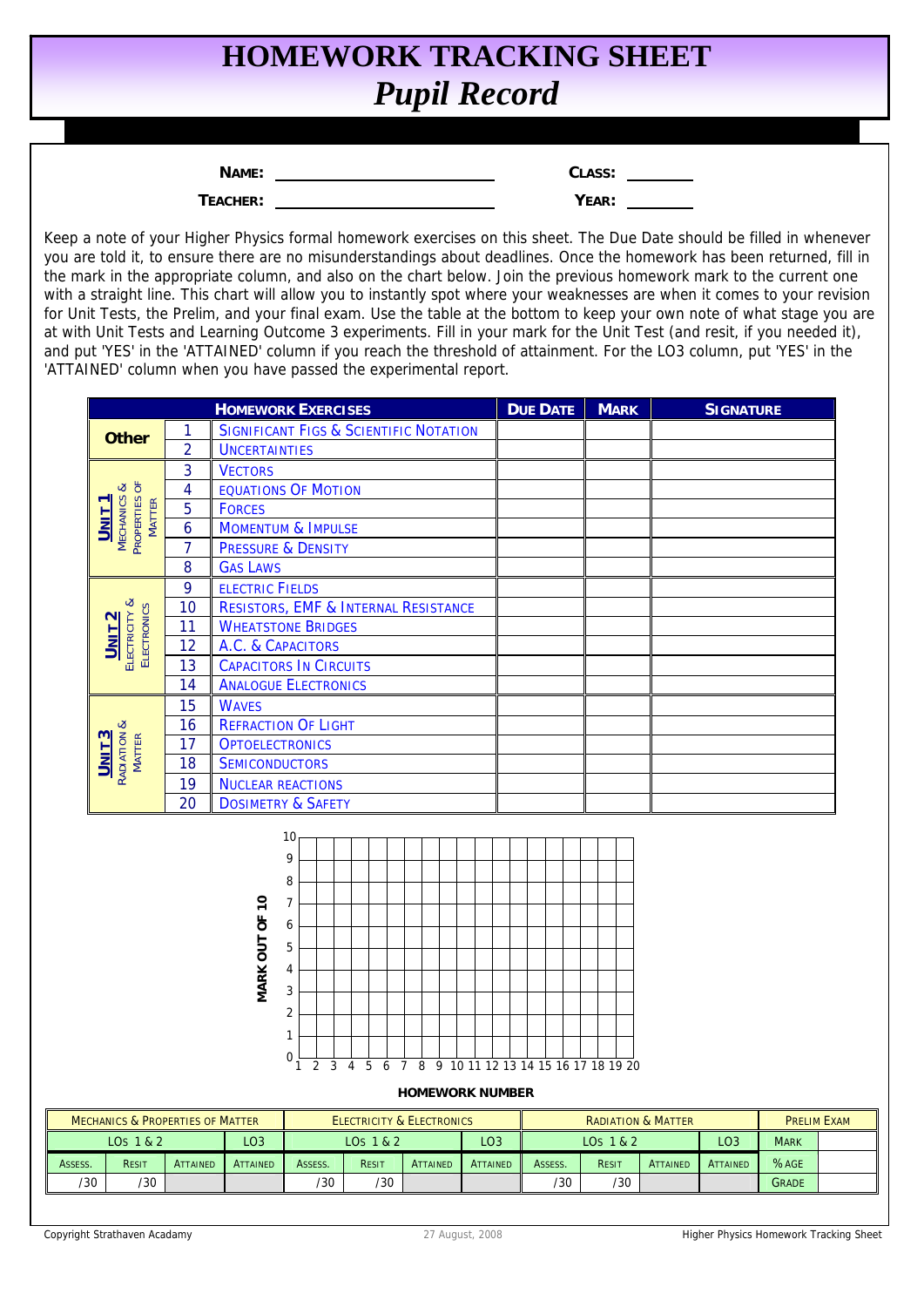# HOMEWORK TRACKING SHEET
## *Pupil Record*

**NAME:** ______________________ **CLASS:** ________

**TEACHER:** ______________________ **YEAR:** ________

Keep a note of your Higher Physics formal homework exercises on this sheet. The Due Date should be filled in whenever you are told it, to ensure there are no misunderstandings about deadlines. Once the homework has been returned, fill in the mark in the appropriate column, and also on the chart below. Join the previous homework mark to the current one with a straight line. This chart will allow you to instantly spot where your weaknesses are when it comes to your revision for Unit Tests, the Prelim, and your final exam. Use the table at the bottom to keep your own note of what stage you are at with Unit Tests and Learning Outcome 3 experiments. Fill in your mark for the Unit Test (and resit, if you needed it), and put 'YES' in the 'ATTAINED' column if you reach the threshold of attainment. For the LO3 column, put 'YES' in the 'ATTAINED' column when you have passed the experimental report.

| Homework Exercises | | | Due Date | Mark | Signature |
|---|---|---|---|---|---|
| **Other** | 1 | Significant Figs & Scientific Notation | | | |
| | 2 | Uncertainties | | | |
| **Unit 1** Mechanics & Properties of Matter | 3 | Vectors | | | |
| | 4 | Equations of Motion | | | |
| | 5 | Forces | | | |
| | 6 | Momentum & Impulse | | | |
| | 7 | Pressure & Density | | | |
| | 8 | Gas Laws | | | |
| **Unit 2** Electricity & Electronics | 9 | Electric Fields | | | |
| | 10 | Resistors, EMF & Internal Resistance | | | |
| | 11 | Wheatstone Bridges | | | |
| | 12 | A.C. & Capacitors | | | |
| | 13 | Capacitors in Circuits | | | |
| | 14 | Analogue Electronics | | | |
| **Unit 3** Radiation & Matter | 15 | Waves | | | |
| | 16 | Refraction of Light | | | |
| | 17 | Optoelectronics | | | |
| | 18 | Semiconductors | | | |
| | 19 | Nuclear Reactions | | | |
| | 20 | Dosimetry & Safety | | | |

[Blank grid chart: vertical axis "MARK OUT OF 10" from 0 to 10; horizontal axis "HOMEWORK NUMBER" from 1 to 20]

| Mechanics & Properties of Matter | | | | Electricity & Electronics | | | | Radiation & Matter | | | | Prelim Exam | |
|---|---|---|---|---|---|---|---|---|---|---|---|---|---|
| LOs 1 & 2 | | | LO3 | LOs 1 & 2 | | | LO3 | LOs 1 & 2 | | | LO3 | Mark | |
| Assess. | Resit | Attained | Attained | Assess. | Resit | Attained | Attained | Assess. | Resit | Attained | Attained | %age | |
| /30 | /30 | | | /30 | /30 | | | /30 | /30 | | | Grade | |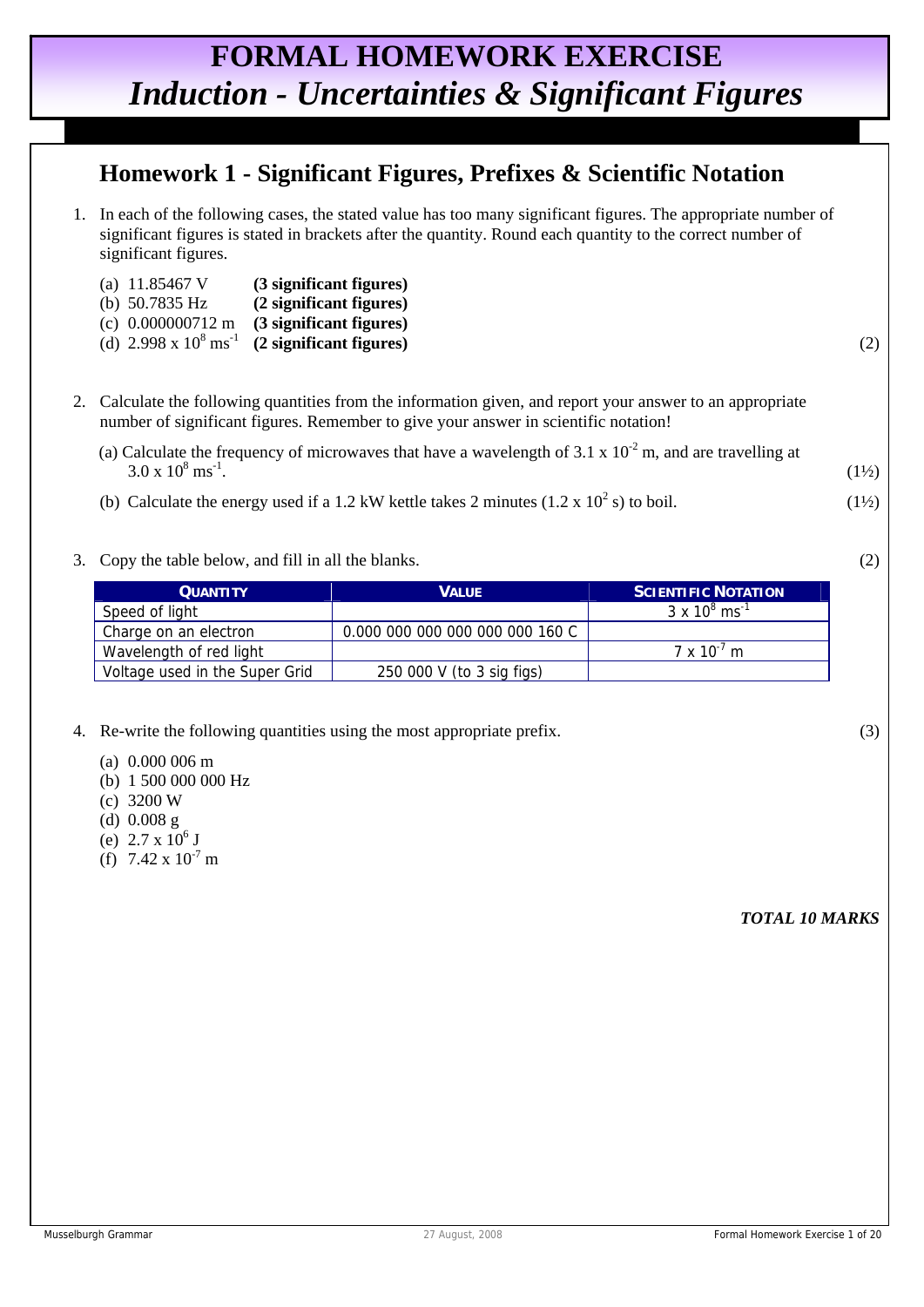# FORMAL HOMEWORK EXERCISE
# *Induction - Uncertainties & Significant Figures*

## Homework 1 - Significant Figures, Prefixes & Scientific Notation

1. In each of the following cases, the stated value has too many significant figures. The appropriate number of significant figures is stated in brackets after the quantity. Round each quantity to the correct number of significant figures.

   (a) 11.85467 V **(3 significant figures)**
   (b) 50.7835 Hz **(2 significant figures)**
   (c) 0.000000712 m **(3 significant figures)**
   (d) $2.998 \times 10^{8}$ $ms^{-1}$ **(2 significant figures)** (2)

2. Calculate the following quantities from the information given, and report your answer to an appropriate number of significant figures. Remember to give your answer in scientific notation!

   (a) Calculate the frequency of microwaves that have a wavelength of $3.1 \times 10^{-2}$ m, and are travelling at $3.0 \times 10^{8}$ $ms^{-1}$. (1½)

   (b) Calculate the energy used if a 1.2 kW kettle takes 2 minutes ($1.2 \times 10^{2}$ s) to boil. (1½)

3. Copy the table below, and fill in all the blanks. (2)

| QUANTITY | VALUE | SCIENTIFIC NOTATION |
|---|---|---|
| Speed of light | | $3 \times 10^{8}$ $ms^{-1}$ |
| Charge on an electron | 0.000 000 000 000 000 000 160 C | |
| Wavelength of red light | | $7 \times 10^{-7}$ m |
| Voltage used in the Super Grid | 250 000 V (to 3 sig figs) | |

4. Re-write the following quantities using the most appropriate prefix. (3)

   (a) 0.000 006 m
   (b) 1 500 000 000 Hz
   (c) 3200 W
   (d) 0.008 g
   (e) $2.7 \times 10^{6}$ J
   (f) $7.42 \times 10^{-7}$ m

***TOTAL 10 MARKS***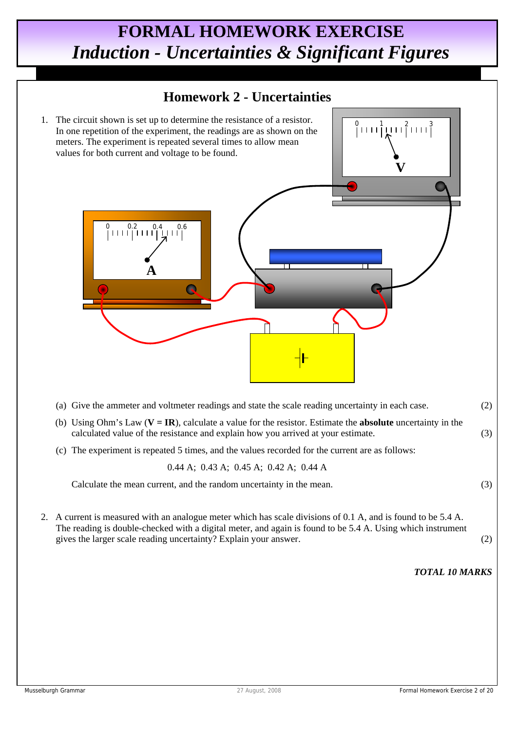# FORMAL HOMEWORK EXERCISE
# *Induction - Uncertainties & Significant Figures*

## Homework 2 - Uncertainties

1. The circuit shown is set up to determine the resistance of a resistor. In one repetition of the experiment, the readings are as shown on the meters. The experiment is repeated several times to allow mean values for both current and voltage to be found.

   (a) Give the ammeter and voltmeter readings and state the scale reading uncertainty in each case. (2)

   (b) Using Ohm's Law (**V = IR**), calculate a value for the resistor. Estimate the **absolute** uncertainty in the calculated value of the resistance and explain how you arrived at your estimate. (3)

   (c) The experiment is repeated 5 times, and the values recorded for the current are as follows:

   0.44 A; 0.43 A; 0.45 A; 0.42 A; 0.44 A

   Calculate the mean current, and the random uncertainty in the mean. (3)

2. A current is measured with an analogue meter which has scale divisions of 0.1 A, and is found to be 5.4 A. The reading is double-checked with a digital meter, and again is found to be 5.4 A. Using which instrument gives the larger scale reading uncertainty? Explain your answer. (2)

***TOTAL 10 MARKS***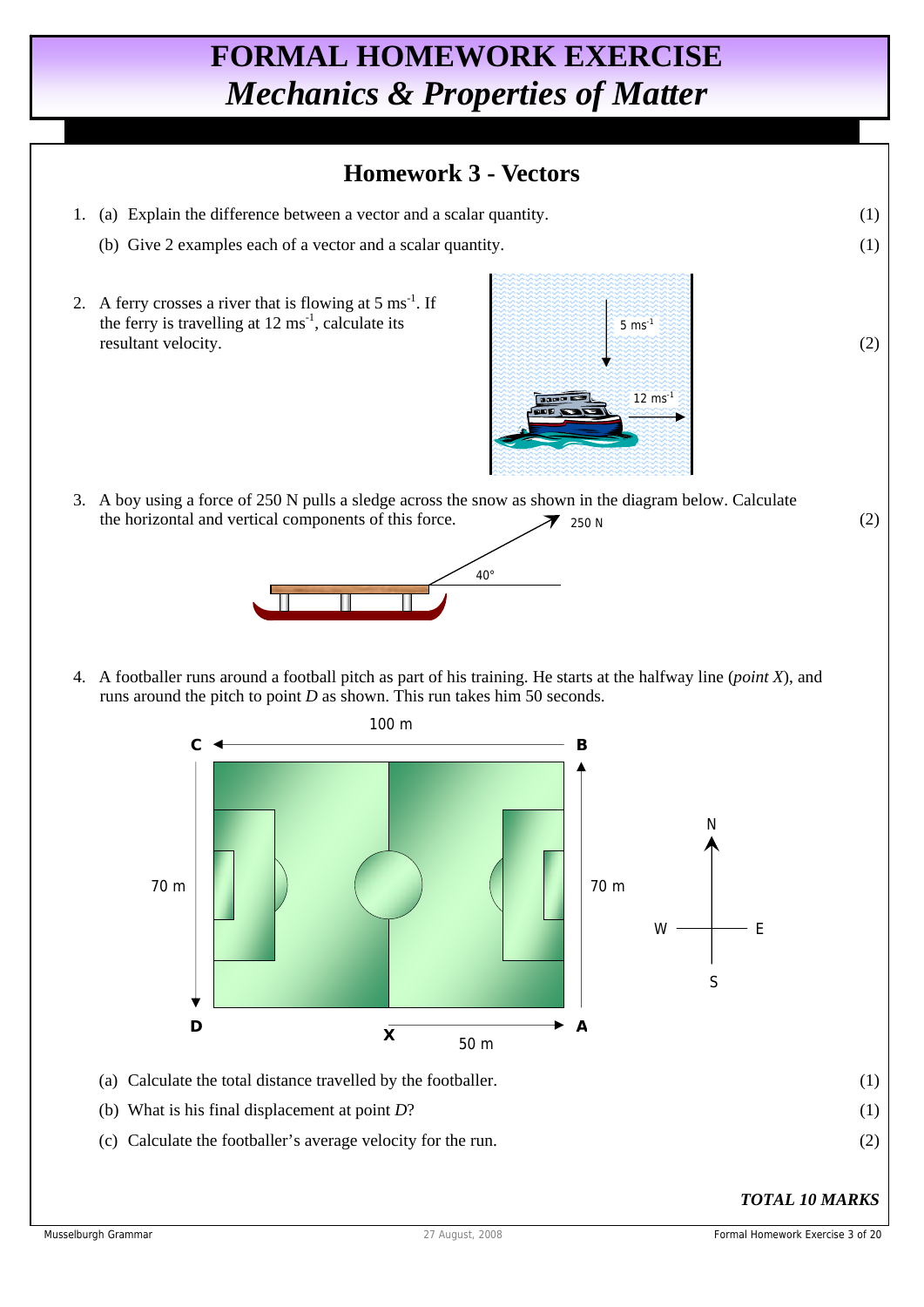# FORMAL HOMEWORK EXERCISE
## *Mechanics & Properties of Matter*

### Homework 3 - Vectors

1. (a) Explain the difference between a vector and a scalar quantity. (1)

   (b) Give 2 examples each of a vector and a scalar quantity. (1)

2. A ferry crosses a river that is flowing at 5 $ms^{-1}$. If the ferry is travelling at 12 $ms^{-1}$, calculate its resultant velocity. (2)

3. A boy using a force of 250 N pulls a sledge across the snow as shown in the diagram below. Calculate the horizontal and vertical components of this force. (2)

4. A footballer runs around a football pitch as part of his training. He starts at the halfway line (*point X*), and runs around the pitch to point *D* as shown. This run takes him 50 seconds.

   (a) Calculate the total distance travelled by the footballer. (1)

   (b) What is his final displacement at point *D*? (1)

   (c) Calculate the footballer's average velocity for the run. (2)

***TOTAL 10 MARKS***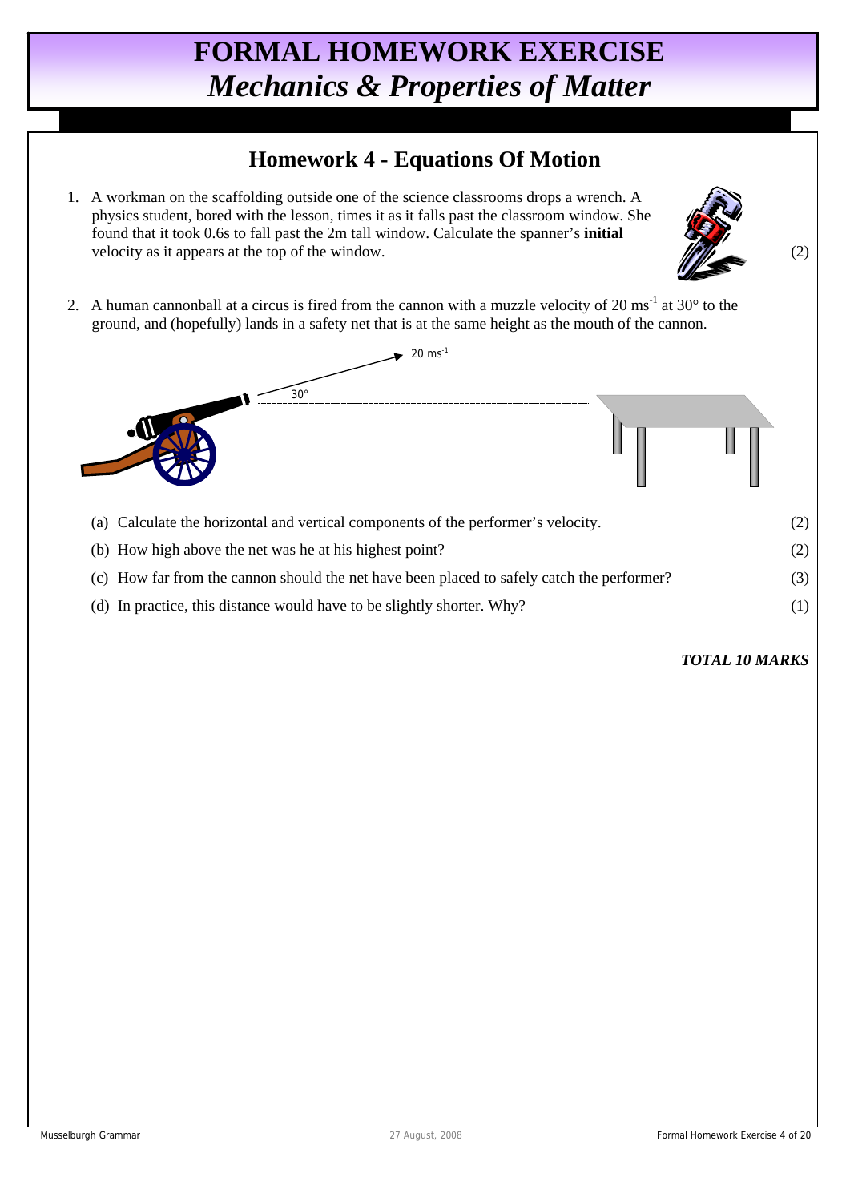# FORMAL HOMEWORK EXERCISE
# *Mechanics & Properties of Matter*

## Homework 4 - Equations Of Motion

1. A workman on the scaffolding outside one of the science classrooms drops a wrench. A physics student, bored with the lesson, times it as it falls past the classroom window. She found that it took 0.6s to fall past the 2m tall window. Calculate the spanner's **initial** velocity as it appears at the top of the window. (2)

2. A human cannonball at a circus is fired from the cannon with a muzzle velocity of 20 $ms^{-1}$ at 30° to the ground, and (hopefully) lands in a safety net that is at the same height as the mouth of the cannon.

   (a) Calculate the horizontal and vertical components of the performer's velocity. (2)

   (b) How high above the net was he at his highest point? (2)

   (c) How far from the cannon should the net have been placed to safely catch the performer? (3)

   (d) In practice, this distance would have to be slightly shorter. Why? (1)

***TOTAL 10 MARKS***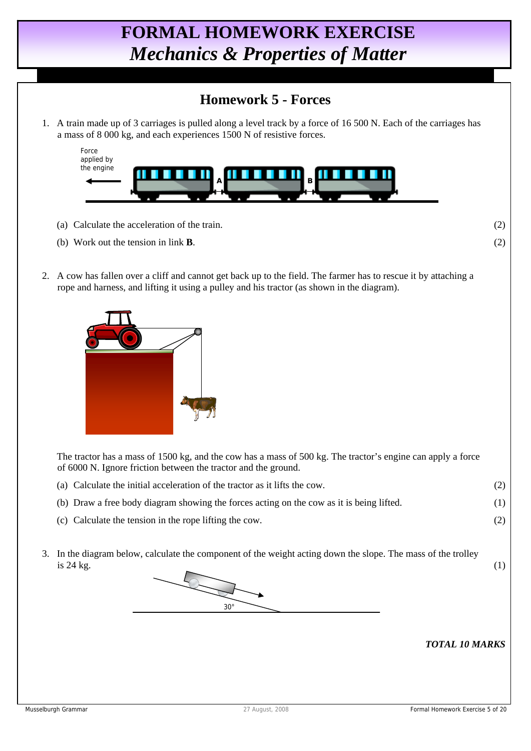# FORMAL HOMEWORK EXERCISE
## *Mechanics & Properties of Matter*

### Homework 5 - Forces

1. A train made up of 3 carriages is pulled along a level track by a force of 16 500 N. Each of the carriages has a mass of 8 000 kg, and each experiences 1500 N of resistive forces.

   Force applied by the engine

   A  B

   (a) Calculate the acceleration of the train. (2)

   (b) Work out the tension in link **B**. (2)

2. A cow has fallen over a cliff and cannot get back up to the field. The farmer has to rescue it by attaching a rope and harness, and lifting it using a pulley and his tractor (as shown in the diagram).

   The tractor has a mass of 1500 kg, and the cow has a mass of 500 kg. The tractor's engine can apply a force of 6000 N. Ignore friction between the tractor and the ground.

   (a) Calculate the initial acceleration of the tractor as it lifts the cow. (2)

   (b) Draw a free body diagram showing the forces acting on the cow as it is being lifted. (1)

   (c) Calculate the tension in the rope lifting the cow. (2)

3. In the diagram below, calculate the component of the weight acting down the slope. The mass of the trolley is 24 kg. (1)

   30°

***TOTAL 10 MARKS***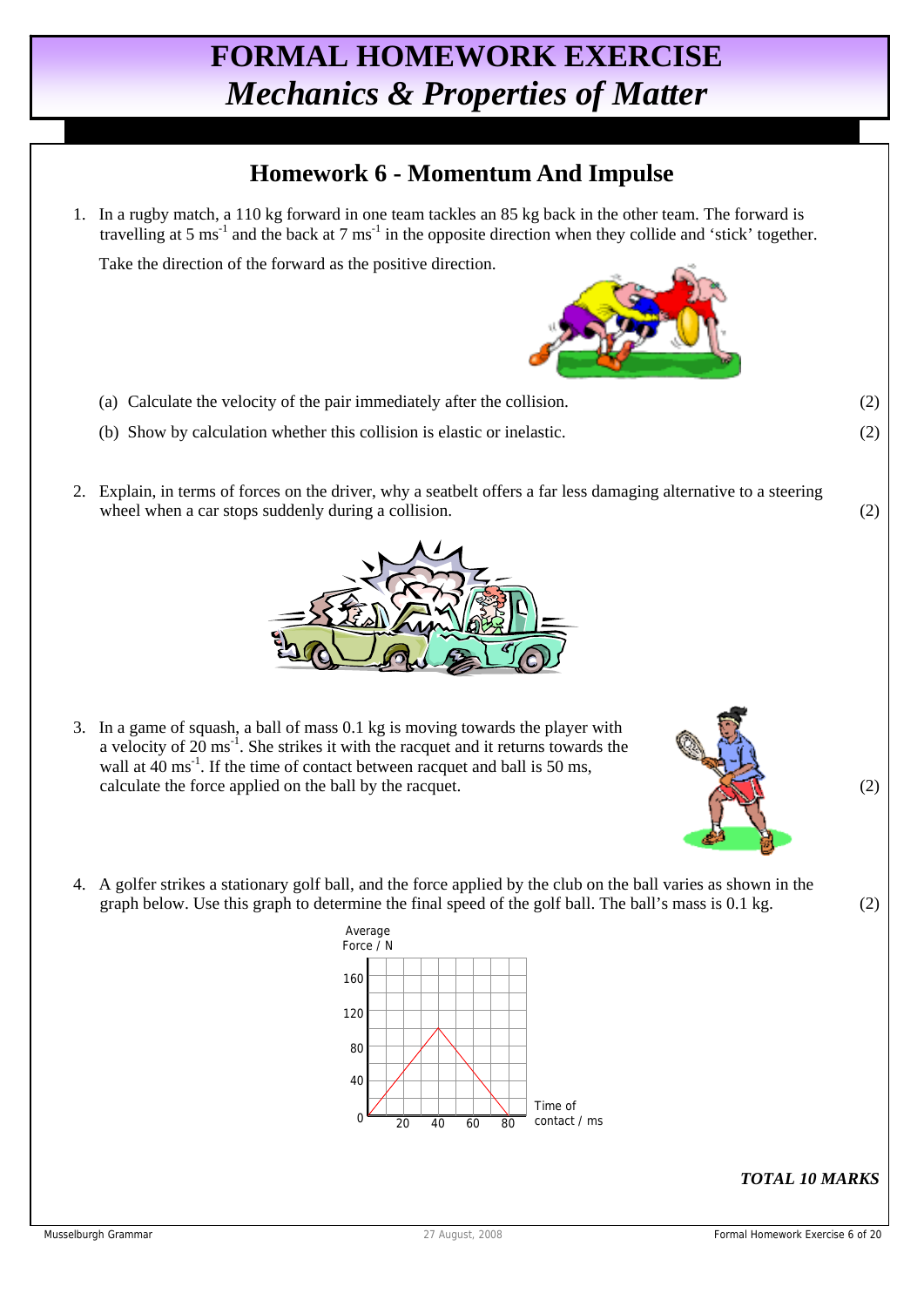# FORMAL HOMEWORK EXERCISE
## *Mechanics & Properties of Matter*

## Homework 6 - Momentum And Impulse

1. In a rugby match, a 110 kg forward in one team tackles an 85 kg back in the other team. The forward is travelling at 5 $ms^{-1}$ and the back at 7 $ms^{-1}$ in the opposite direction when they collide and 'stick' together.

   Take the direction of the forward as the positive direction.

   (a) Calculate the velocity of the pair immediately after the collision. (2)

   (b) Show by calculation whether this collision is elastic or inelastic. (2)

2. Explain, in terms of forces on the driver, why a seatbelt offers a far less damaging alternative to a steering wheel when a car stops suddenly during a collision. (2)

3. In a game of squash, a ball of mass 0.1 kg is moving towards the player with a velocity of 20 $ms^{-1}$. She strikes it with the racquet and it returns towards the wall at 40 $ms^{-1}$. If the time of contact between racquet and ball is 50 ms, calculate the force applied on the ball by the racquet. (2)

4. A golfer strikes a stationary golf ball, and the force applied by the club on the ball varies as shown in the graph below. Use this graph to determine the final speed of the golf ball. The ball's mass is 0.1 kg. (2)

   Graph: Average Force / N (0, 40, 80, 120, 160) against Time of contact / ms (0, 20, 40, 60, 80). The force rises linearly from 0 N at 0 ms to 100 N at 40 ms, then falls linearly to 0 N at 80 ms.

***TOTAL 10 MARKS***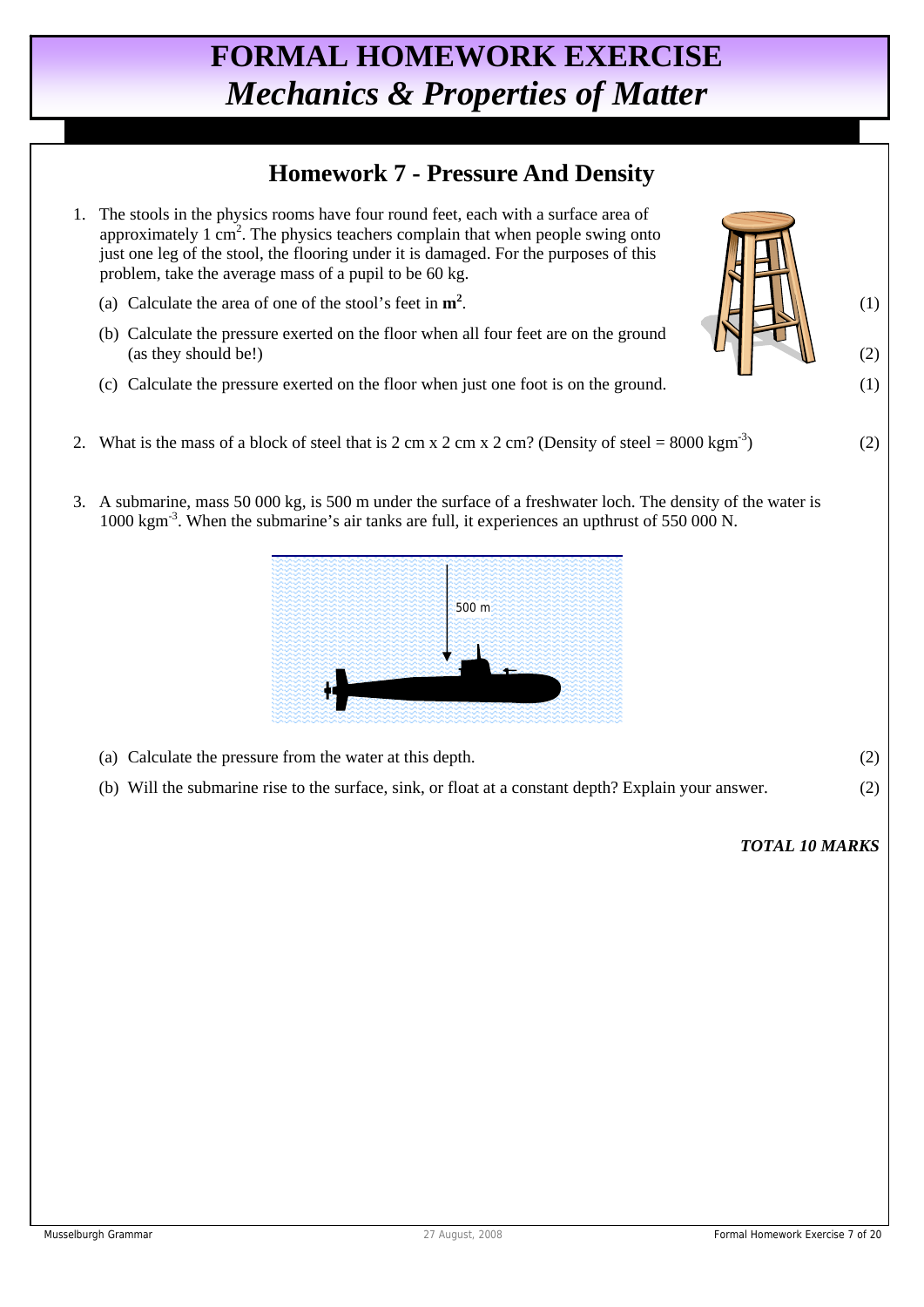# FORMAL HOMEWORK EXERCISE
# *Mechanics & Properties of Matter*

## Homework 7 - Pressure And Density

1. The stools in the physics rooms have four round feet, each with a surface area of approximately 1 $cm^2$. The physics teachers complain that when people swing onto just one leg of the stool, the flooring under it is damaged. For the purposes of this problem, take the average mass of a pupil to be 60 kg.

   (a) Calculate the area of one of the stool's feet in **$m^2$**. (1)

   (b) Calculate the pressure exerted on the floor when all four feet are on the ground (as they should be!) (2)

   (c) Calculate the pressure exerted on the floor when just one foot is on the ground. (1)

2. What is the mass of a block of steel that is 2 cm x 2 cm x 2 cm? (Density of steel = 8000 $kgm^{-3}$) (2)

3. A submarine, mass 50 000 kg, is 500 m under the surface of a freshwater loch. The density of the water is 1000 $kgm^{-3}$. When the submarine's air tanks are full, it experiences an upthrust of 550 000 N.

   500 m

   (a) Calculate the pressure from the water at this depth. (2)

   (b) Will the submarine rise to the surface, sink, or float at a constant depth? Explain your answer. (2)

***TOTAL 10 MARKS***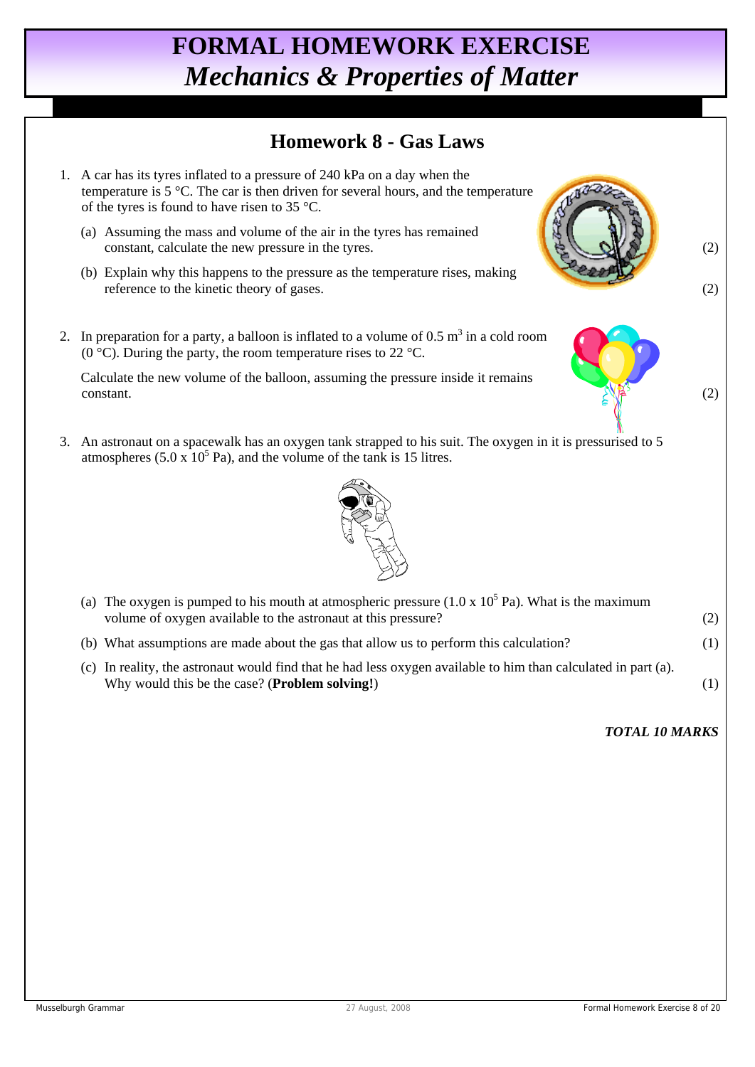# FORMAL HOMEWORK EXERCISE
## *Mechanics & Properties of Matter*

## Homework 8 - Gas Laws

1. A car has its tyres inflated to a pressure of 240 kPa on a day when the temperature is 5 °C. The car is then driven for several hours, and the temperature of the tyres is found to have risen to 35 °C.

   (a) Assuming the mass and volume of the air in the tyres has remained constant, calculate the new pressure in the tyres. (2)

   (b) Explain why this happens to the pressure as the temperature rises, making reference to the kinetic theory of gases. (2)

2. In preparation for a party, a balloon is inflated to a volume of 0.5 $m^3$ in a cold room (0 °C). During the party, the room temperature rises to 22 °C.

   Calculate the new volume of the balloon, assuming the pressure inside it remains constant. (2)

3. An astronaut on a spacewalk has an oxygen tank strapped to his suit. The oxygen in it is pressurised to 5 atmospheres ($5.0 \times 10^5$ Pa), and the volume of the tank is 15 litres.

   (a) The oxygen is pumped to his mouth at atmospheric pressure ($1.0 \times 10^5$ Pa). What is the maximum volume of oxygen available to the astronaut at this pressure? (2)

   (b) What assumptions are made about the gas that allow us to perform this calculation? (1)

   (c) In reality, the astronaut would find that he had less oxygen available to him than calculated in part (a). Why would this be the case? (**Problem solving!**) (1)

***TOTAL 10 MARKS***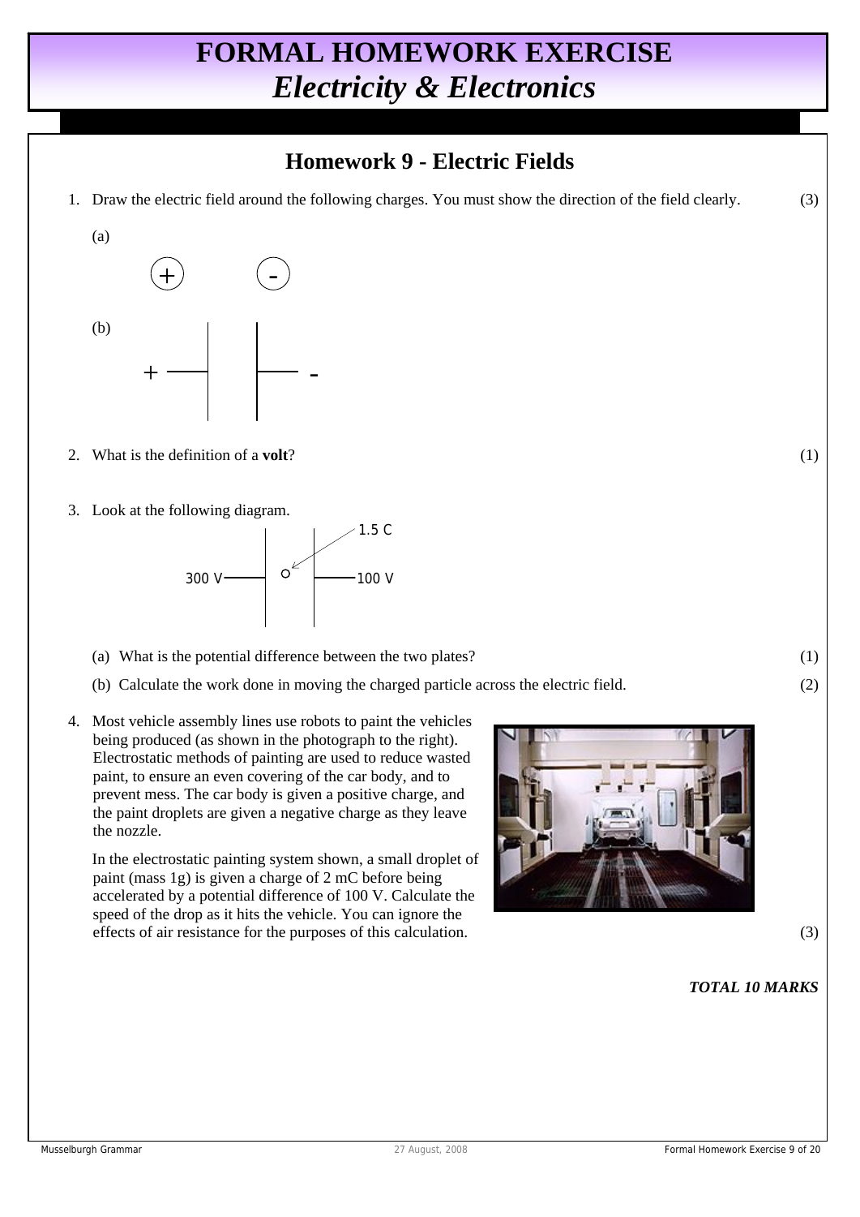# FORMAL HOMEWORK EXERCISE
# *Electricity & Electronics*

## Homework 9 - Electric Fields

1. Draw the electric field around the following charges. You must show the direction of the field clearly. (3)

   (a)

   +  -

   (b)

   + -

2. What is the definition of a **volt**? (1)

3. Look at the following diagram.

   300 V | 1.5 C | 100 V

   (a) What is the potential difference between the two plates? (1)

   (b) Calculate the work done in moving the charged particle across the electric field. (2)

4. Most vehicle assembly lines use robots to paint the vehicles being produced (as shown in the photograph to the right). Electrostatic methods of painting are used to reduce wasted paint, to ensure an even covering of the car body, and to prevent mess. The car body is given a positive charge, and the paint droplets are given a negative charge as they leave the nozzle.

   In the electrostatic painting system shown, a small droplet of paint (mass 1g) is given a charge of 2 mC before being accelerated by a potential difference of 100 V. Calculate the speed of the drop as it hits the vehicle. You can ignore the effects of air resistance for the purposes of this calculation. (3)

***TOTAL 10 MARKS***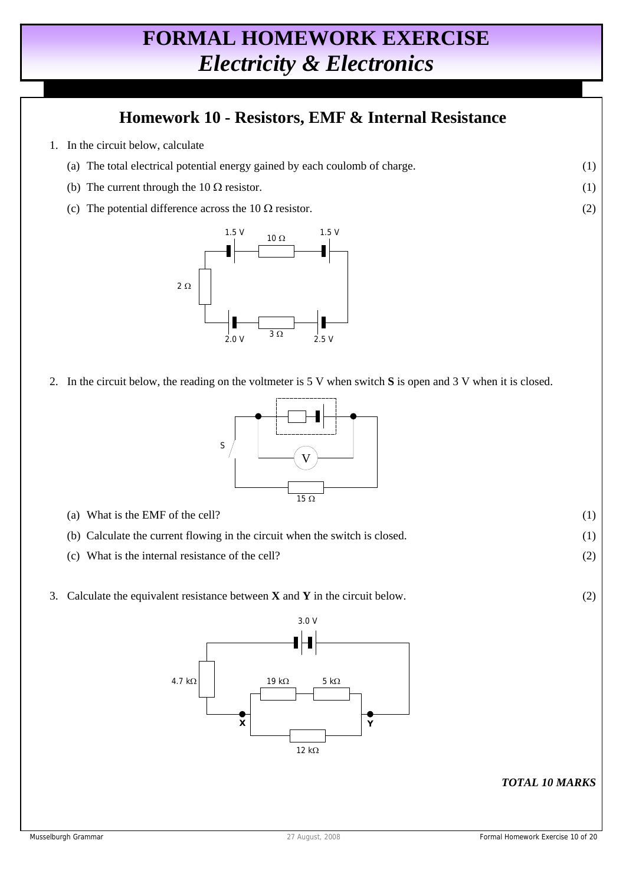# FORMAL HOMEWORK EXERCISE
# *Electricity & Electronics*

## Homework 10 - Resistors, EMF & Internal Resistance

1. In the circuit below, calculate

   (a) The total electrical potential energy gained by each coulomb of charge. (1)

   (b) The current through the 10 Ω resistor. (1)

   (c) The potential difference across the 10 Ω resistor. (2)

2. In the circuit below, the reading on the voltmeter is 5 V when switch **S** is open and 3 V when it is closed.

   (a) What is the EMF of the cell? (1)

   (b) Calculate the current flowing in the circuit when the switch is closed. (1)

   (c) What is the internal resistance of the cell? (2)

3. Calculate the equivalent resistance between **X** and **Y** in the circuit below. (2)

***TOTAL 10 MARKS***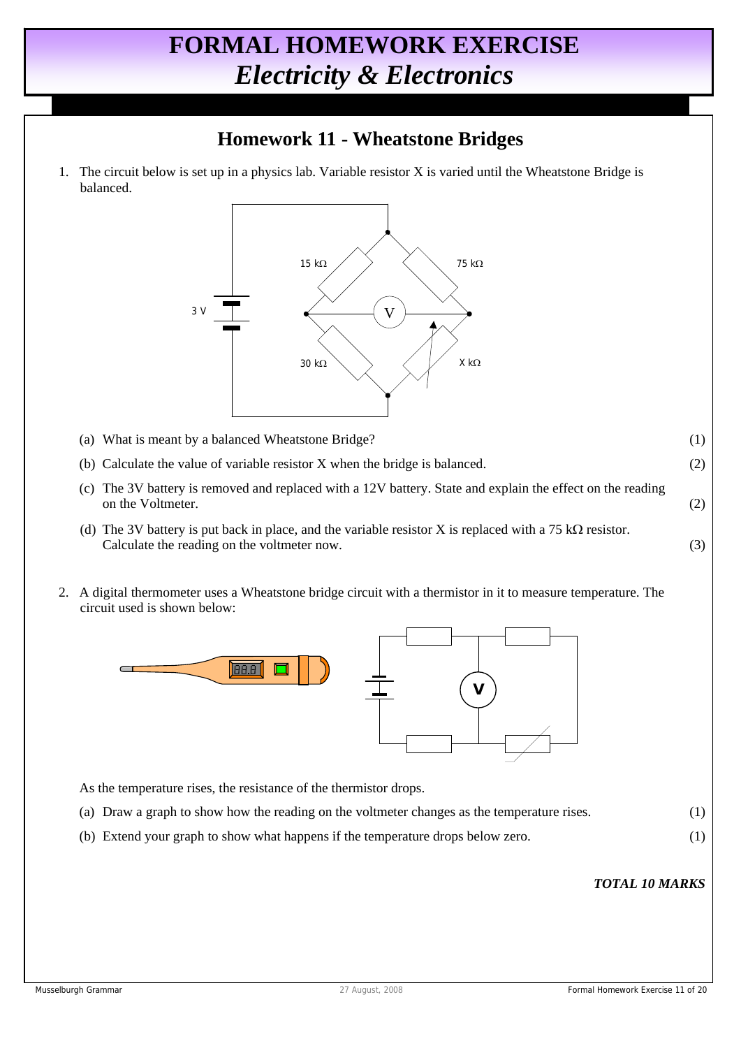# FORMAL HOMEWORK EXERCISE
# *Electricity & Electronics*

## Homework 11 - Wheatstone Bridges

1. The circuit below is set up in a physics lab. Variable resistor X is varied until the Wheatstone Bridge is balanced.

   3 V

   15 kΩ 75 kΩ

   V

   30 kΩ X kΩ

   (a) What is meant by a balanced Wheatstone Bridge? (1)

   (b) Calculate the value of variable resistor X when the bridge is balanced. (2)

   (c) The 3V battery is removed and replaced with a 12V battery. State and explain the effect on the reading on the Voltmeter. (2)

   (d) The 3V battery is put back in place, and the variable resistor X is replaced with a 75 kΩ resistor. Calculate the reading on the voltmeter now. (3)

2. A digital thermometer uses a Wheatstone bridge circuit with a thermistor in it to measure temperature. The circuit used is shown below:

   As the temperature rises, the resistance of the thermistor drops.

   (a) Draw a graph to show how the reading on the voltmeter changes as the temperature rises. (1)

   (b) Extend your graph to show what happens if the temperature drops below zero. (1)

***TOTAL 10 MARKS***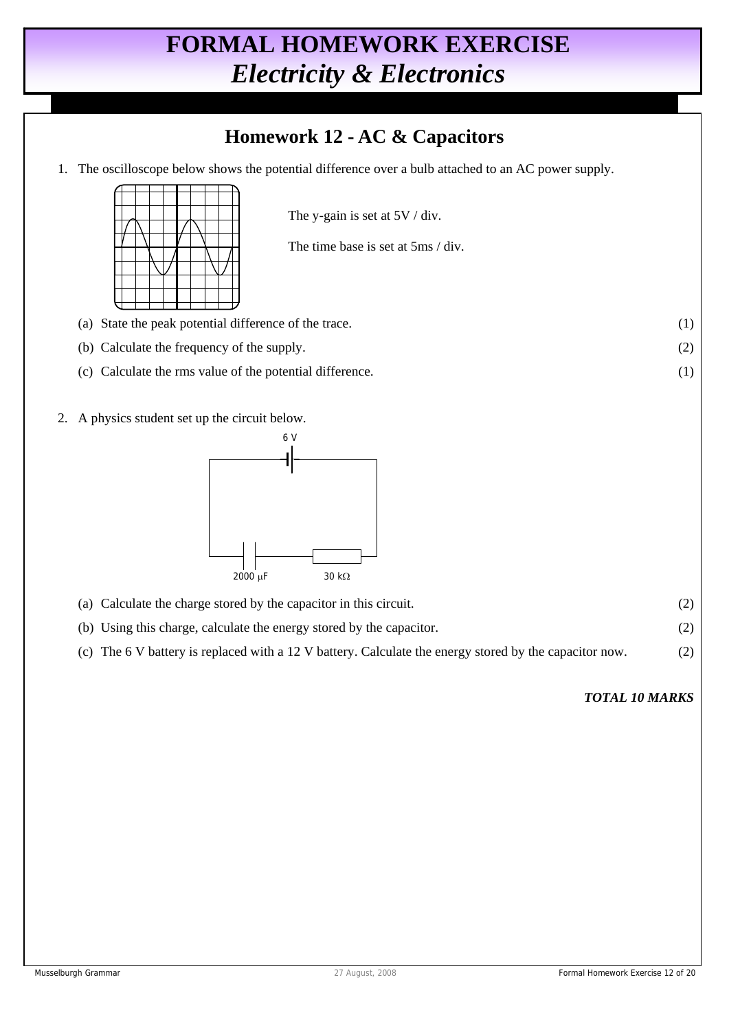# FORMAL HOMEWORK EXERCISE
## *Electricity & Electronics*

## Homework 12 - AC & Capacitors

1. The oscilloscope below shows the potential difference over a bulb attached to an AC power supply.

   The y-gain is set at 5V / div.

   The time base is set at 5ms / div.

   (a) State the peak potential difference of the trace. (1)

   (b) Calculate the frequency of the supply. (2)

   (c) Calculate the rms value of the potential difference. (1)

2. A physics student set up the circuit below.

   6 V

   2000 μF    30 kΩ

   (a) Calculate the charge stored by the capacitor in this circuit. (2)

   (b) Using this charge, calculate the energy stored by the capacitor. (2)

   (c) The 6 V battery is replaced with a 12 V battery. Calculate the energy stored by the capacitor now. (2)

***TOTAL 10 MARKS***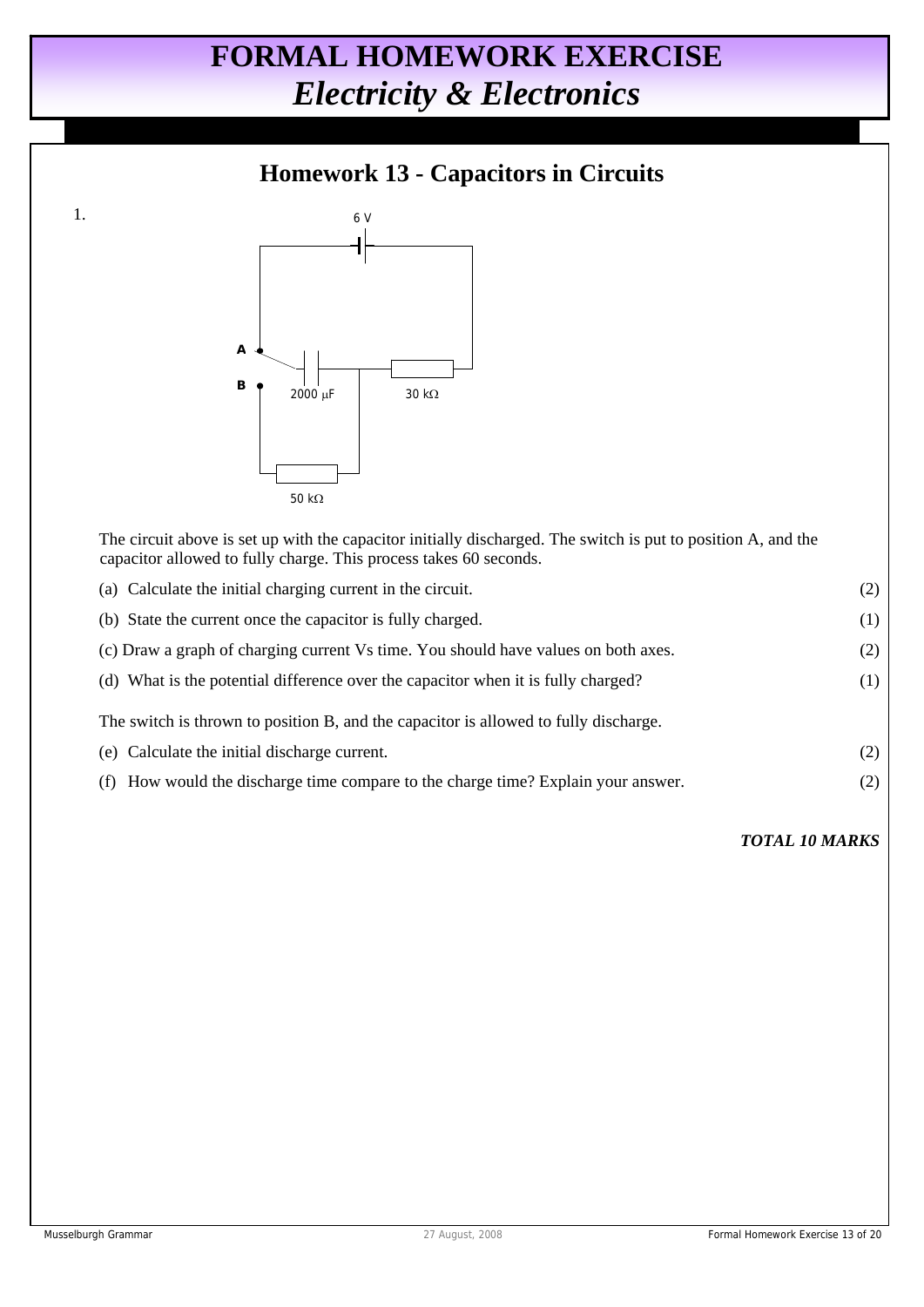# FORMAL HOMEWORK EXERCISE
## *Electricity & Electronics*

## Homework 13 - Capacitors in Circuits

1.

6 V

A

B

2000 μF

30 kΩ

50 kΩ

The circuit above is set up with the capacitor initially discharged. The switch is put to position A, and the capacitor allowed to fully charge. This process takes 60 seconds.

(a) Calculate the initial charging current in the circuit. (2)

(b) State the current once the capacitor is fully charged. (1)

(c) Draw a graph of charging current Vs time. You should have values on both axes. (2)

(d) What is the potential difference over the capacitor when it is fully charged? (1)

The switch is thrown to position B, and the capacitor is allowed to fully discharge.

(e) Calculate the initial discharge current. (2)

(f) How would the discharge time compare to the charge time? Explain your answer. (2)

***TOTAL 10 MARKS***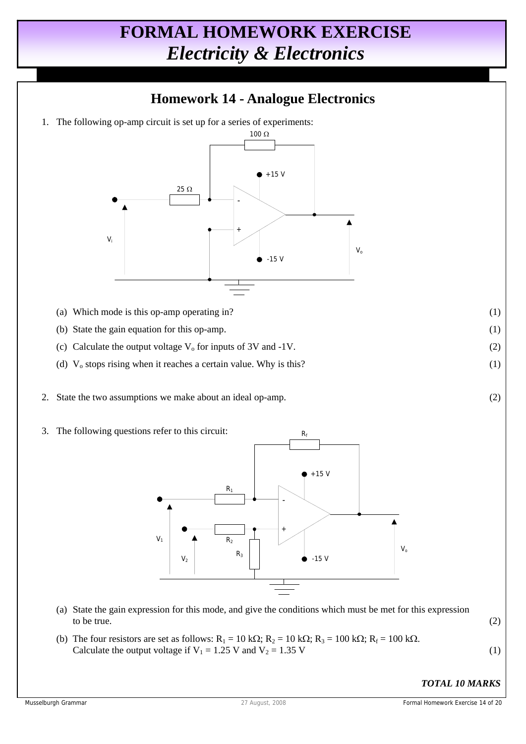# FORMAL HOMEWORK EXERCISE
# *Electricity & Electronics*

## Homework 14 - Analogue Electronics

1. The following op-amp circuit is set up for a series of experiments:

   (a) Which mode is this op-amp operating in? (1)

   (b) State the gain equation for this op-amp. (1)

   (c) Calculate the output voltage $V_o$ for inputs of 3V and -1V. (2)

   (d) $V_o$ stops rising when it reaches a certain value. Why is this? (1)

2. State the two assumptions we make about an ideal op-amp. (2)

3. The following questions refer to this circuit:

   (a) State the gain expression for this mode, and give the conditions which must be met for this expression to be true. (2)

   (b) The four resistors are set as follows: $R_1 = 10\ k\Omega$; $R_2 = 10\ k\Omega$; $R_3 = 100\ k\Omega$; $R_f = 100\ k\Omega$.
   Calculate the output voltage if $V_1 = 1.25$ V and $V_2 = 1.35$ V (1)

***TOTAL 10 MARKS***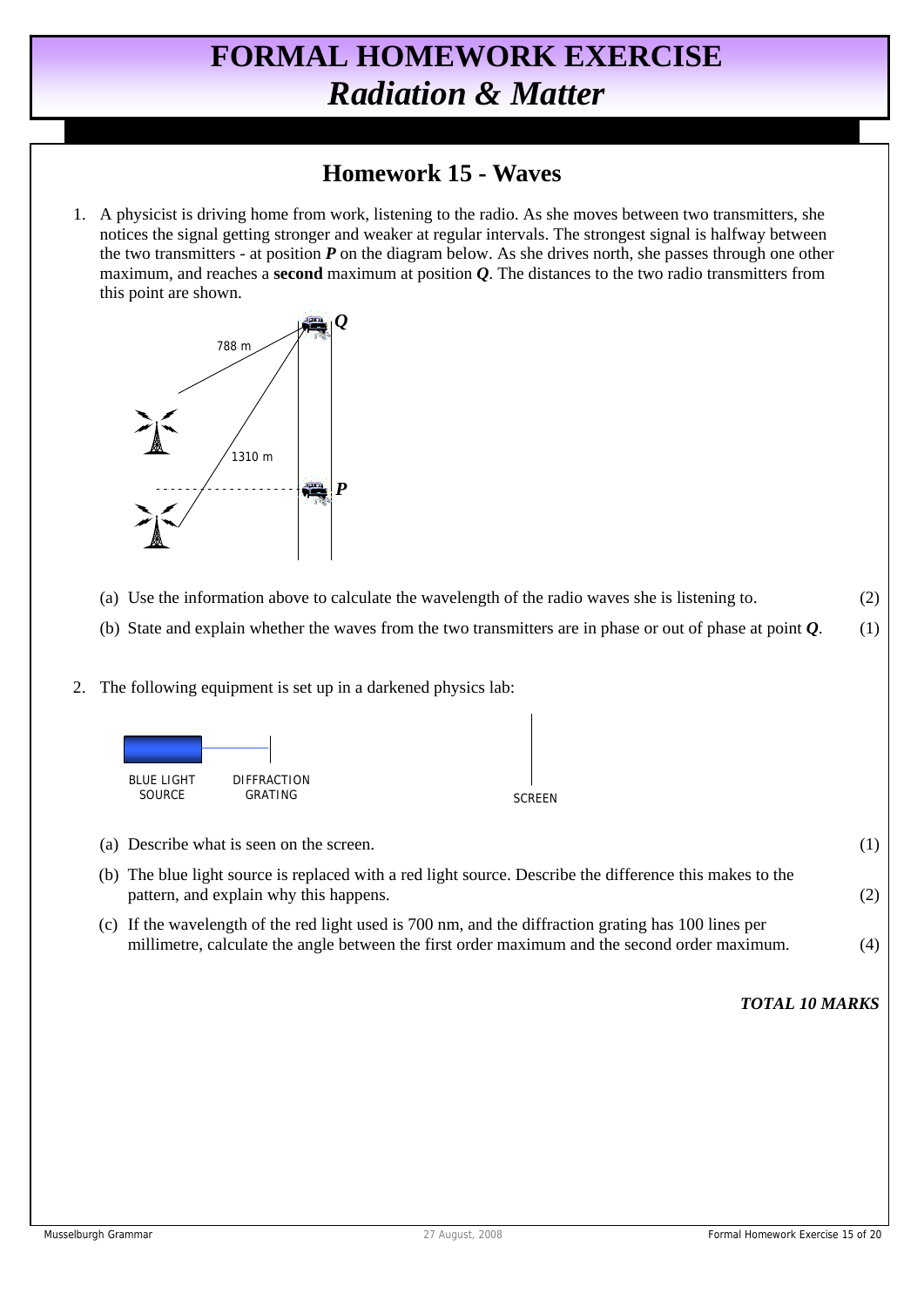# FORMAL HOMEWORK EXERCISE
# *Radiation & Matter*

## Homework 15 - Waves

1. A physicist is driving home from work, listening to the radio. As she moves between two transmitters, she notices the signal getting stronger and weaker at regular intervals. The strongest signal is halfway between the two transmitters - at position ***P*** on the diagram below. As she drives north, she passes through one other maximum, and reaches a **second** maximum at position ***Q***. The distances to the two radio transmitters from this point are shown.

788 m

1310 m

***Q***

***P***

   (a) Use the information above to calculate the wavelength of the radio waves she is listening to. (2)

   (b) State and explain whether the waves from the two transmitters are in phase or out of phase at point ***Q***. (1)

2. The following equipment is set up in a darkened physics lab:

BLUE LIGHT SOURCE — DIFFRACTION GRATING — SCREEN

   (a) Describe what is seen on the screen. (1)

   (b) The blue light source is replaced with a red light source. Describe the difference this makes to the pattern, and explain why this happens. (2)

   (c) If the wavelength of the red light used is 700 nm, and the diffraction grating has 100 lines per millimetre, calculate the angle between the first order maximum and the second order maximum. (4)

***TOTAL 10 MARKS***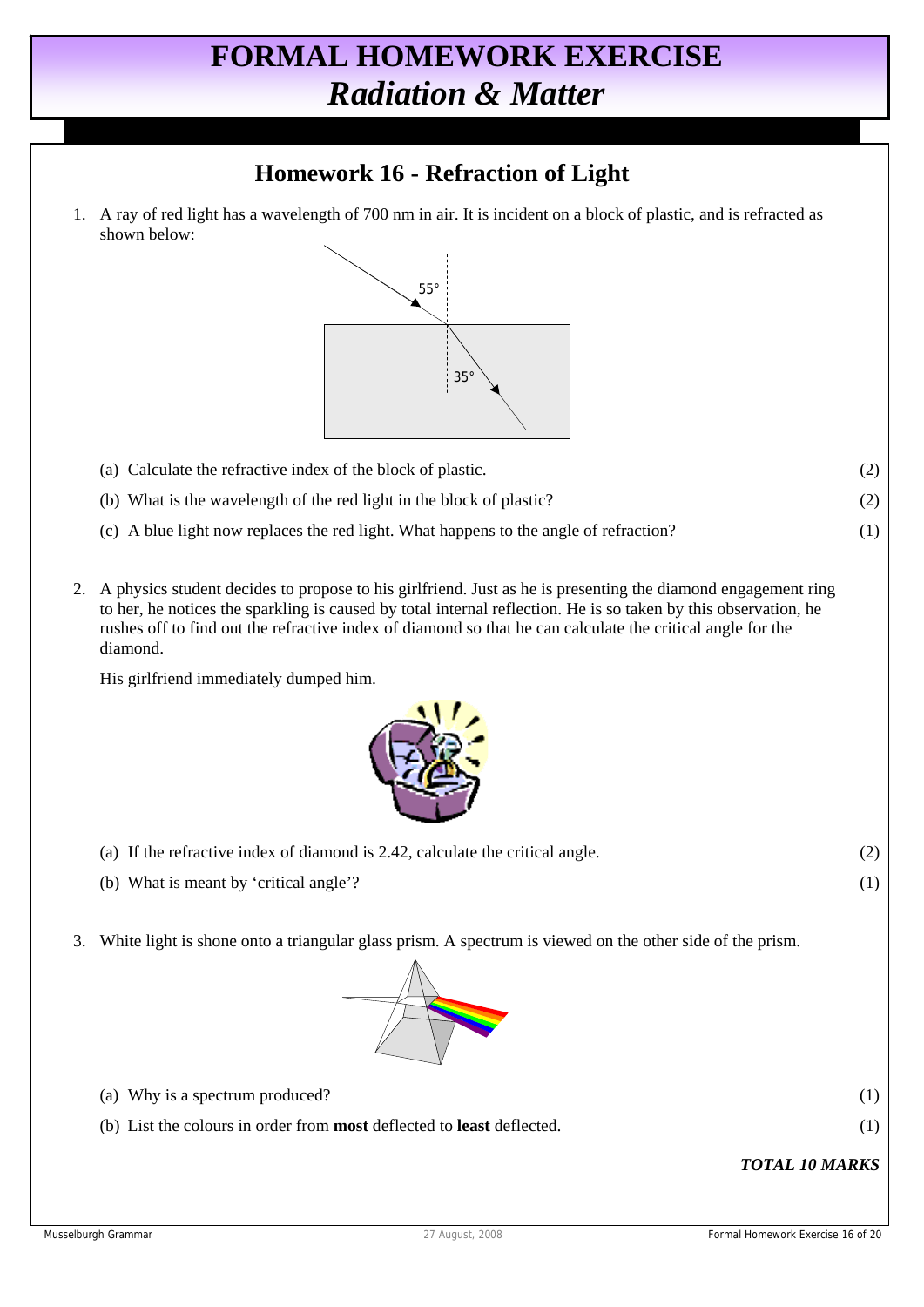# FORMAL HOMEWORK EXERCISE
## *Radiation & Matter*

## Homework 16 - Refraction of Light

1. A ray of red light has a wavelength of 700 nm in air. It is incident on a block of plastic, and is refracted as shown below:

   (a) Calculate the refractive index of the block of plastic. (2)

   (b) What is the wavelength of the red light in the block of plastic? (2)

   (c) A blue light now replaces the red light. What happens to the angle of refraction? (1)

2. A physics student decides to propose to his girlfriend. Just as he is presenting the diamond engagement ring to her, he notices the sparkling is caused by total internal reflection. He is so taken by this observation, he rushes off to find out the refractive index of diamond so that he can calculate the critical angle for the diamond.

   His girlfriend immediately dumped him.

   (a) If the refractive index of diamond is 2.42, calculate the critical angle. (2)

   (b) What is meant by 'critical angle'? (1)

3. White light is shone onto a triangular glass prism. A spectrum is viewed on the other side of the prism.

   (a) Why is a spectrum produced? (1)

   (b) List the colours in order from **most** deflected to **least** deflected. (1)

***TOTAL 10 MARKS***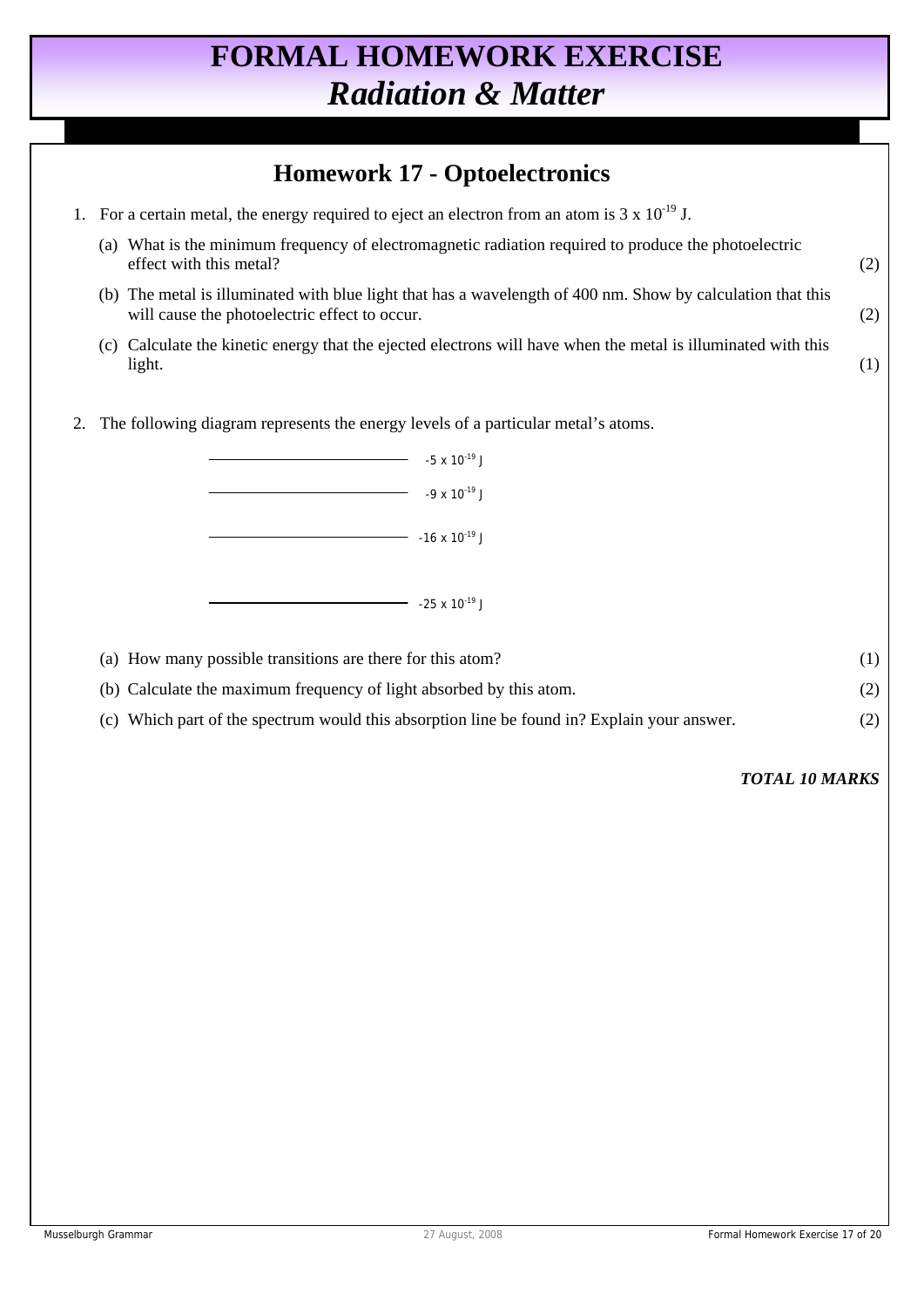# FORMAL HOMEWORK EXERCISE
## *Radiation & Matter*

## Homework 17 - Optoelectronics

1. For a certain metal, the energy required to eject an electron from an atom is $3 \times 10^{-19}$ J.

   (a) What is the minimum frequency of electromagnetic radiation required to produce the photoelectric effect with this metal? (2)

   (b) The metal is illuminated with blue light that has a wavelength of 400 nm. Show by calculation that this will cause the photoelectric effect to occur. (2)

   (c) Calculate the kinetic energy that the ejected electrons will have when the metal is illuminated with this light. (1)

2. The following diagram represents the energy levels of a particular metal's atoms.

   $-5 \times 10^{-19}$ J

   $-9 \times 10^{-19}$ J

   $-16 \times 10^{-19}$ J

   $-25 \times 10^{-19}$ J

   (a) How many possible transitions are there for this atom? (1)

   (b) Calculate the maximum frequency of light absorbed by this atom. (2)

   (c) Which part of the spectrum would this absorption line be found in? Explain your answer. (2)

***TOTAL 10 MARKS***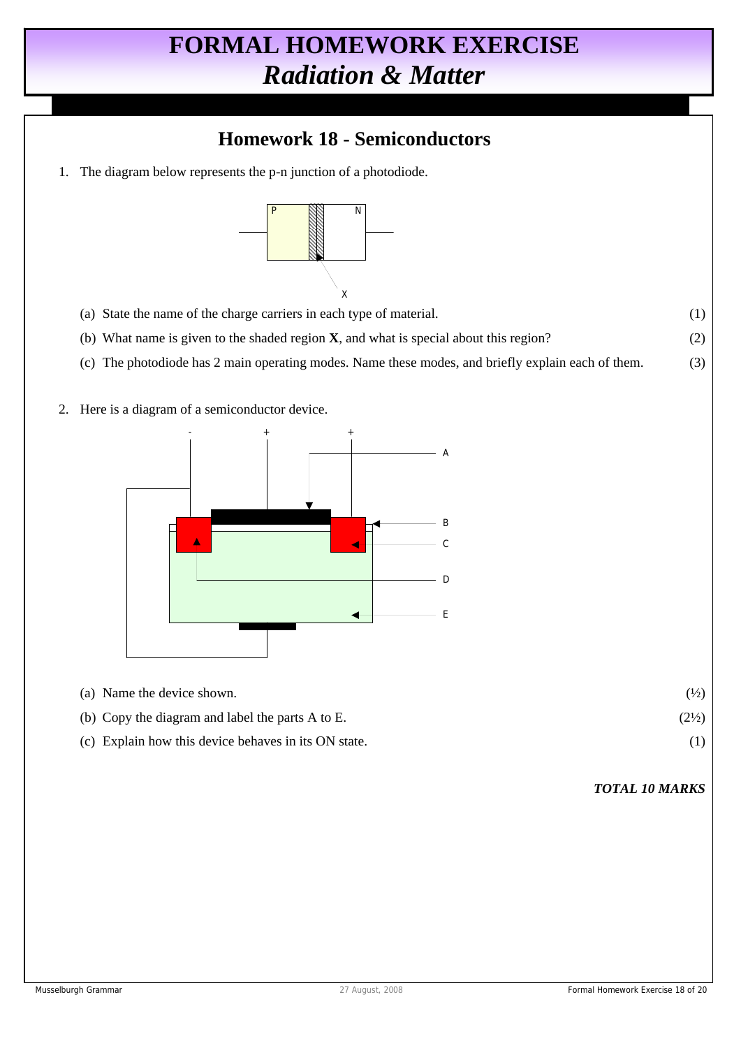# FORMAL HOMEWORK EXERCISE
## *Radiation & Matter*

### Homework 18 - Semiconductors

1. The diagram below represents the p-n junction of a photodiode.

   P N

   X

   (a) State the name of the charge carriers in each type of material. (1)

   (b) What name is given to the shaded region **X**, and what is special about this region? (2)

   (c) The photodiode has 2 main operating modes. Name these modes, and briefly explain each of them. (3)

2. Here is a diagram of a semiconductor device.

   \- + +

   A B C D E

   (a) Name the device shown. (½)

   (b) Copy the diagram and label the parts A to E. (2½)

   (c) Explain how this device behaves in its ON state. (1)

***TOTAL 10 MARKS***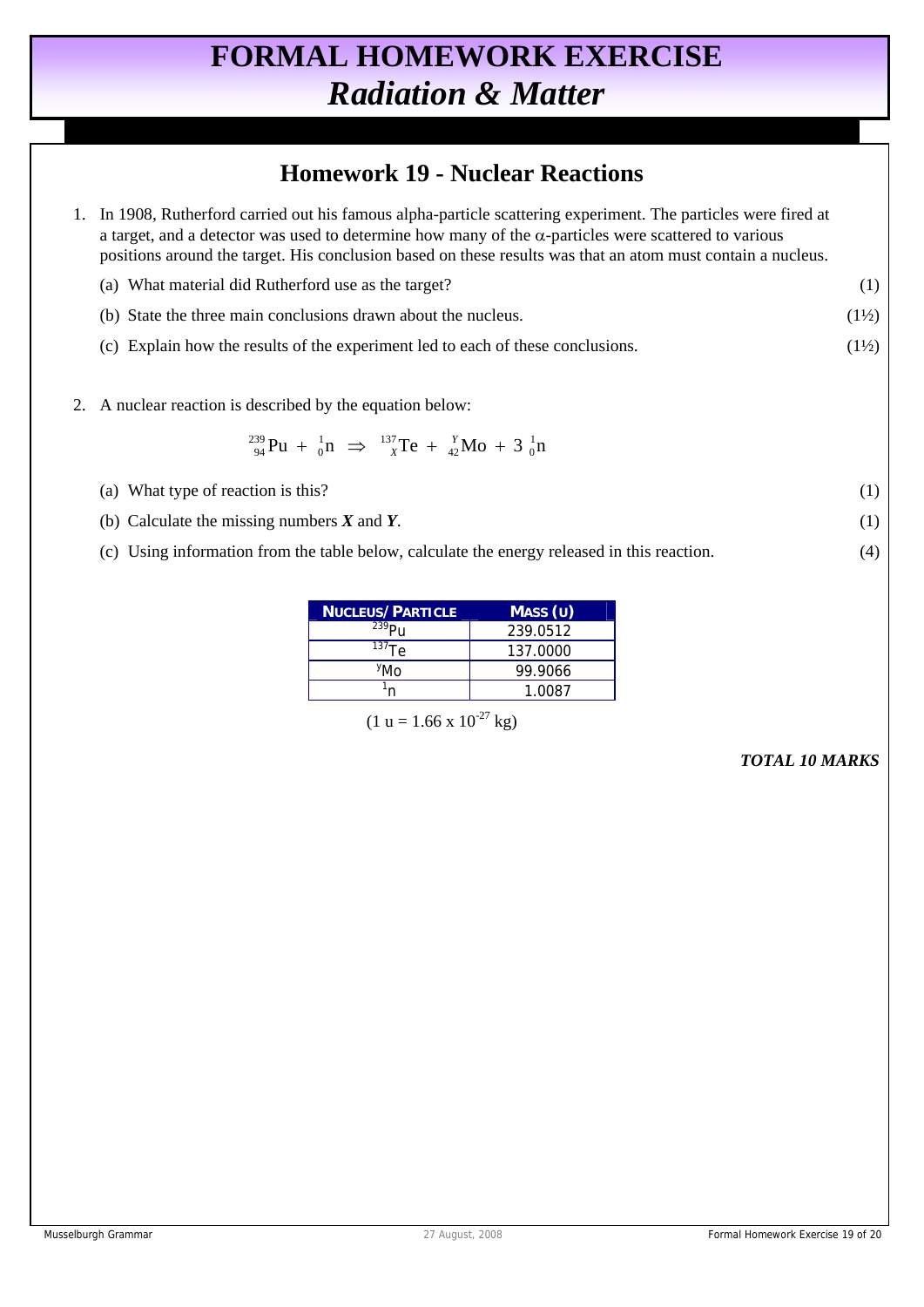# FORMAL HOMEWORK EXERCISE
## *Radiation & Matter*

## Homework 19 - Nuclear Reactions

1. In 1908, Rutherford carried out his famous alpha-particle scattering experiment. The particles were fired at a target, and a detector was used to determine how many of the α-particles were scattered to various positions around the target. His conclusion based on these results was that an atom must contain a nucleus.

   (a) What material did Rutherford use as the target? (1)

   (b) State the three main conclusions drawn about the nucleus. (1½)

   (c) Explain how the results of the experiment led to each of these conclusions. (1½)

2. A nuclear reaction is described by the equation below:

$$^{239}_{94}\text{Pu} + {}^{1}_{0}\text{n} \Rightarrow {}^{137}_{X}\text{Te} + {}^{Y}_{42}\text{Mo} + 3\,{}^{1}_{0}\text{n}$$

   (a) What type of reaction is this? (1)

   (b) Calculate the missing numbers ***X*** and ***Y***. (1)

   (c) Using information from the table below, calculate the energy released in this reaction. (4)

| NUCLEUS/PARTICLE | MASS (U) |
|---|---|
| $^{239}$Pu | 239.0512 |
| $^{137}$Te | 137.0000 |
| $^{Y}$Mo | 99.9066 |
| $^{1}$n | 1.0087 |

($1\ \text{u} = 1.66 \times 10^{-27}$ kg)

***TOTAL 10 MARKS***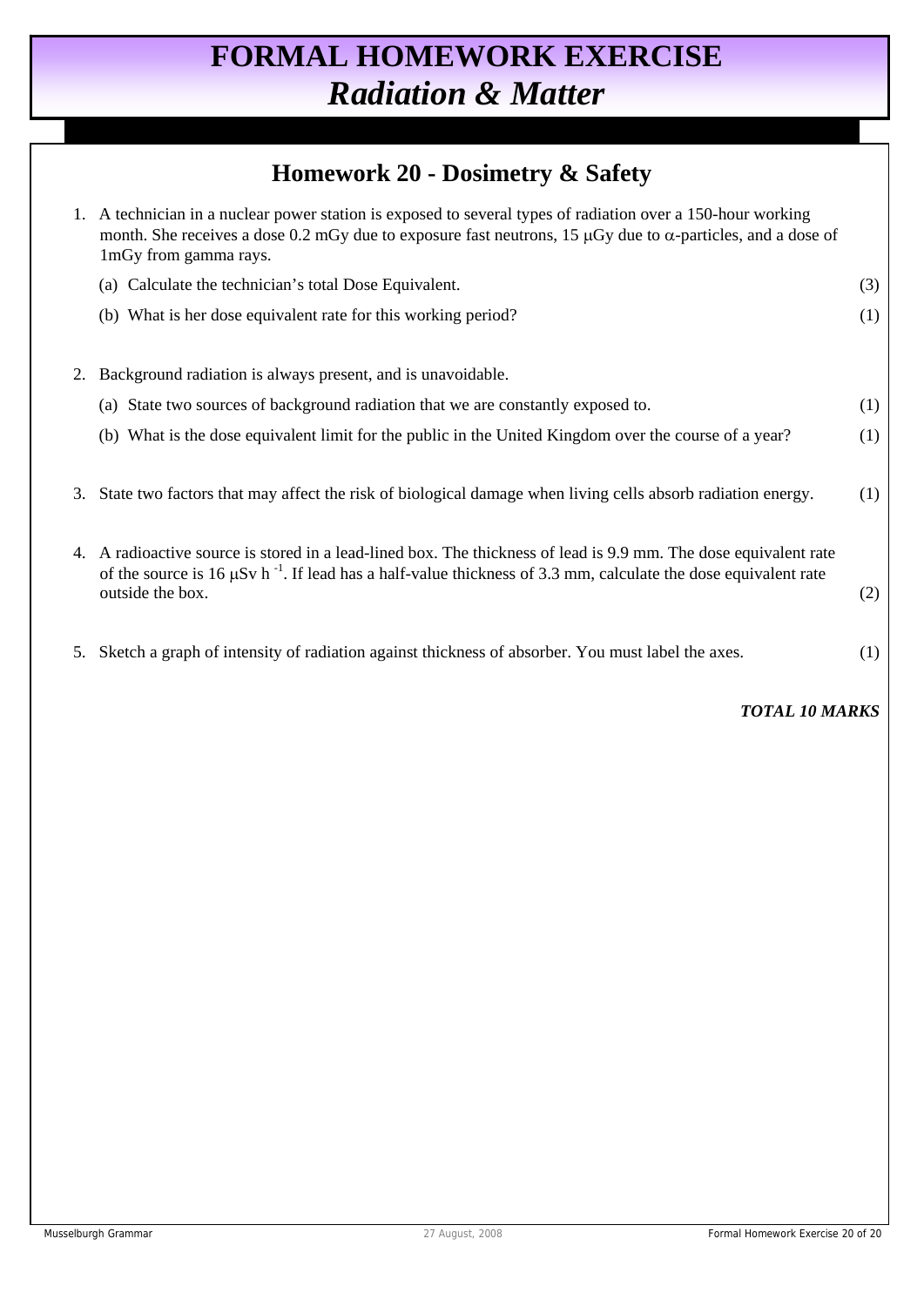# FORMAL HOMEWORK EXERCISE
# *Radiation & Matter*

## Homework 20 - Dosimetry & Safety

1. A technician in a nuclear power station is exposed to several types of radiation over a 150-hour working month. She receives a dose 0.2 mGy due to exposure fast neutrons, 15 μGy due to α-particles, and a dose of 1mGy from gamma rays.

   (a) Calculate the technician's total Dose Equivalent. (3)

   (b) What is her dose equivalent rate for this working period? (1)

2. Background radiation is always present, and is unavoidable.

   (a) State two sources of background radiation that we are constantly exposed to. (1)

   (b) What is the dose equivalent limit for the public in the United Kingdom over the course of a year? (1)

3. State two factors that may affect the risk of biological damage when living cells absorb radiation energy. (1)

4. A radioactive source is stored in a lead-lined box. The thickness of lead is 9.9 mm. The dose equivalent rate of the source is 16 μSv $h^{-1}$. If lead has a half-value thickness of 3.3 mm, calculate the dose equivalent rate outside the box. (2)

5. Sketch a graph of intensity of radiation against thickness of absorber. You must label the axes. (1)

***TOTAL 10 MARKS***